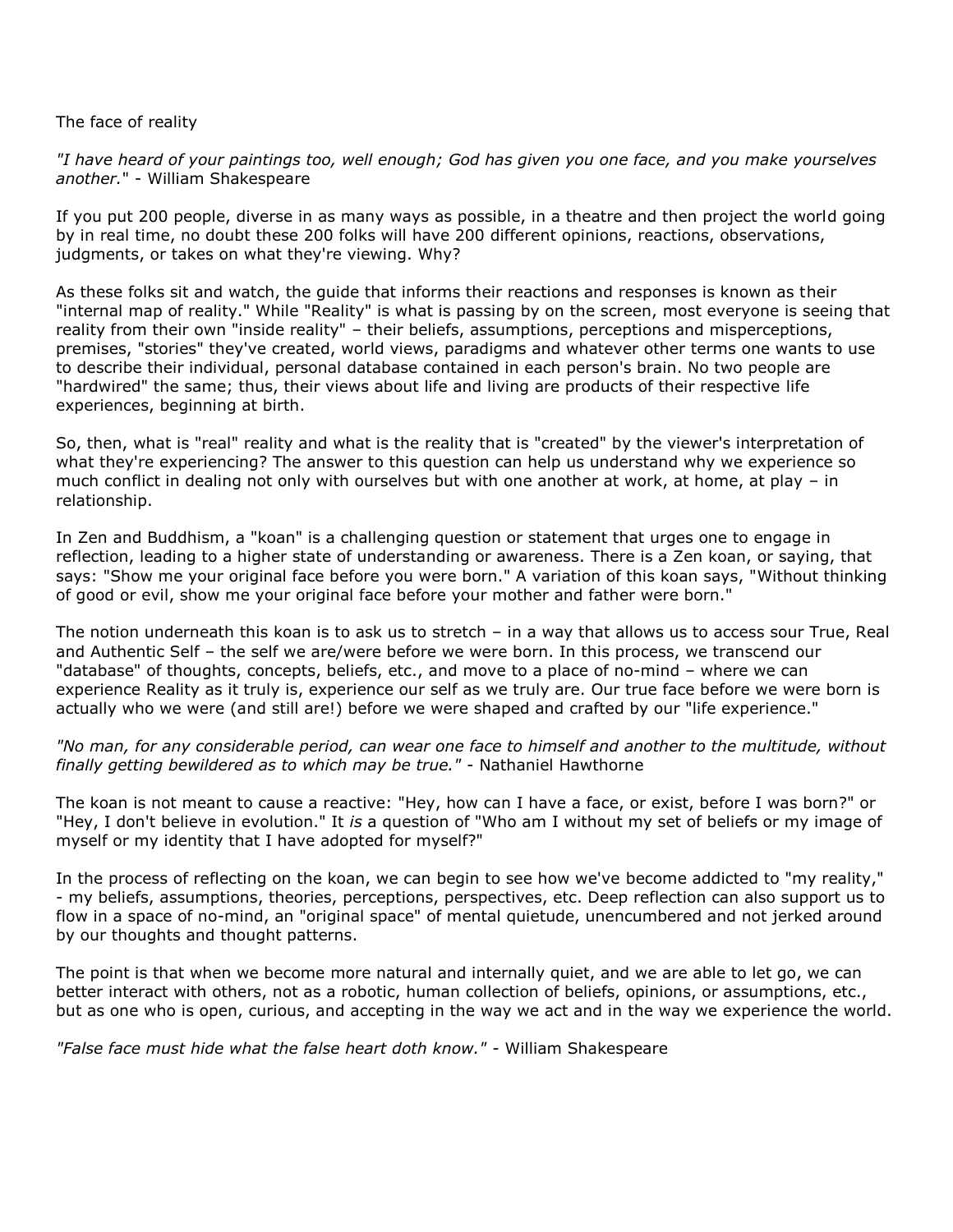# The face of reality

*"I have heard of your paintings too, well enough; God has given you one face, and you make yourselves another."* - William Shakespeare

If you put 200 people, diverse in as many ways as possible, in a theatre and then project the world going by in real time, no doubt these 200 folks will have 200 different opinions, reactions, observations, judgments, or takes on what they're viewing. Why?

As these folks sit and watch, the guide that informs their reactions and responses is known as their "internal map of reality." While "Reality" is what is passing by on the screen, most everyone is seeing that reality from their own "inside reality" – their beliefs, assumptions, perceptions and misperceptions, premises, "stories" they've created, world views, paradigms and whatever other terms one wants to use to describe their individual, personal database contained in each person's brain. No two people are "hardwired" the same; thus, their views about life and living are products of their respective life experiences, beginning at birth.

So, then, what is "real" reality and what is the reality that is "created" by the viewer's interpretation of what they're experiencing? The answer to this question can help us understand why we experience so much conflict in dealing not only with ourselves but with one another at work, at home, at play – in relationship.

In Zen and Buddhism, a "koan" is a challenging question or statement that urges one to engage in reflection, leading to a higher state of understanding or awareness. There is a Zen koan, or saying, that says: "Show me your original face before you were born." A variation of this koan says, "Without thinking of good or evil, show me your original face before your mother and father were born."

The notion underneath this koan is to ask us to stretch – in a way that allows us to access sour True, Real and Authentic Self – the self we are/were before we were born. In this process, we transcend our "database" of thoughts, concepts, beliefs, etc., and move to a place of no-mind – where we can experience Reality as it truly is, experience our self as we truly are. Our true face before we were born is actually who we were (and still are!) before we were shaped and crafted by our "life experience."

*"No man, for any considerable period, can wear one face to himself and another to the multitude, without finally getting bewildered as to which may be true."* - Nathaniel Hawthorne

The koan is not meant to cause a reactive: "Hey, how can I have a face, or exist, before I was born?" or "Hey, I don't believe in evolution." It *is* a question of "Who am I without my set of beliefs or my image of myself or my identity that I have adopted for myself?"

In the process of reflecting on the koan, we can begin to see how we've become addicted to "my reality," - my beliefs, assumptions, theories, perceptions, perspectives, etc. Deep reflection can also support us to flow in a space of no-mind, an "original space" of mental quietude, unencumbered and not jerked around by our thoughts and thought patterns.

The point is that when we become more natural and internally quiet, and we are able to let go, we can better interact with others, not as a robotic, human collection of beliefs, opinions, or assumptions, etc., but as one who is open, curious, and accepting in the way we act and in the way we experience the world.

*"False face must hide what the false heart doth know."* - William Shakespeare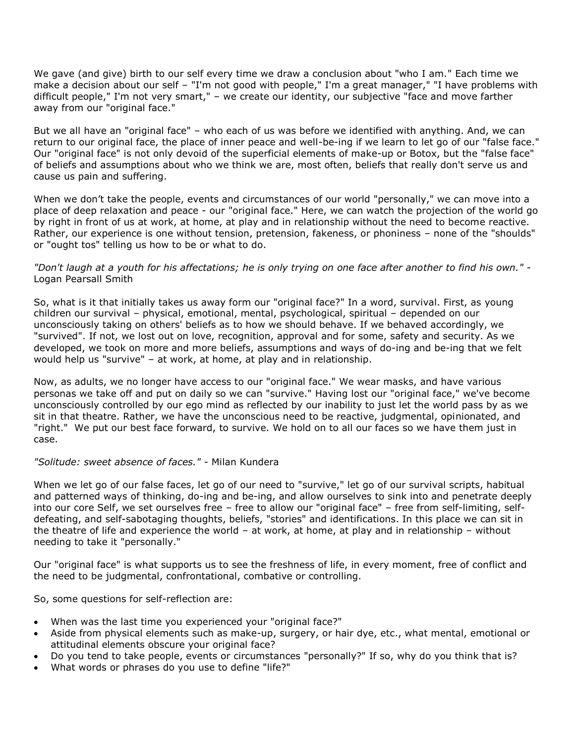We gave (and give) birth to our self every time we draw a conclusion about "who I am." Each time we make a decision about our self – "I'm not good with people," I'm a great manager," "I have problems with difficult people," I'm not very smart," – we create our identity, our subjective "face and move farther away from our "original face."

But we all have an "original face" – who each of us was before we identified with anything. And, we can return to our original face, the place of inner peace and well-be-ing if we learn to let go of our "false face." Our "original face" is not only devoid of the superficial elements of make-up or Botox, but the "false face" of beliefs and assumptions about who we think we are, most often, beliefs that really don't serve us and cause us pain and suffering.

When we don't take the people, events and circumstances of our world "personally," we can move into a place of deep relaxation and peace - our "original face." Here, we can watch the projection of the world go by right in front of us at work, at home, at play and in relationship without the need to become reactive. Rather, our experience is one without tension, pretension, fakeness, or phoniness – none of the "shoulds" or "ought tos" telling us how to be or what to do.

*"Don't laugh at a youth for his affectations; he is only trying on one face after another to find his own."* - Logan Pearsall Smith

So, what is it that initially takes us away form our "original face?" In a word, survival. First, as young children our survival – physical, emotional, mental, psychological, spiritual – depended on our unconsciously taking on others' beliefs as to how we should behave. If we behaved accordingly, we "survived". If not, we lost out on love, recognition, approval and for some, safety and security. As we developed, we took on more and more beliefs, assumptions and ways of do-ing and be-ing that we felt would help us "survive" – at work, at home, at play and in relationship.

Now, as adults, we no longer have access to our "original face." We wear masks, and have various personas we take off and put on daily so we can "survive." Having lost our "original face," we've become unconsciously controlled by our ego mind as reflected by our inability to just let the world pass by as we sit in that theatre. Rather, we have the unconscious need to be reactive, judgmental, opinionated, and "right." We put our best face forward, to survive. We hold on to all our faces so we have them just in case.

*"Solitude: sweet absence of faces."* - Milan Kundera

When we let go of our false faces, let go of our need to "survive," let go of our survival scripts, habitual and patterned ways of thinking, do-ing and be-ing, and allow ourselves to sink into and penetrate deeply into our core Self, we set ourselves free – free to allow our "original face" – free from self-limiting, self-defeating, and self-sabotaging thoughts, beliefs, "stories" and identifications. In this place we can sit in the theatre of life and experience the world – at work, at home, at play and in relationship – without needing to take it "personally."

Our "original face" is what supports us to see the freshness of life, in every moment, free of conflict and the need to be judgmental, confrontational, combative or controlling.

So, some questions for self-reflection are:

- When was the last time you experienced your "original face?"
- Aside from physical elements such as make-up, surgery, or hair dye, etc., what mental, emotional or attitudinal elements obscure your original face?
- Do you tend to take people, events or circumstances "personally?" If so, why do you think that is?
- What words or phrases do you use to define "life?"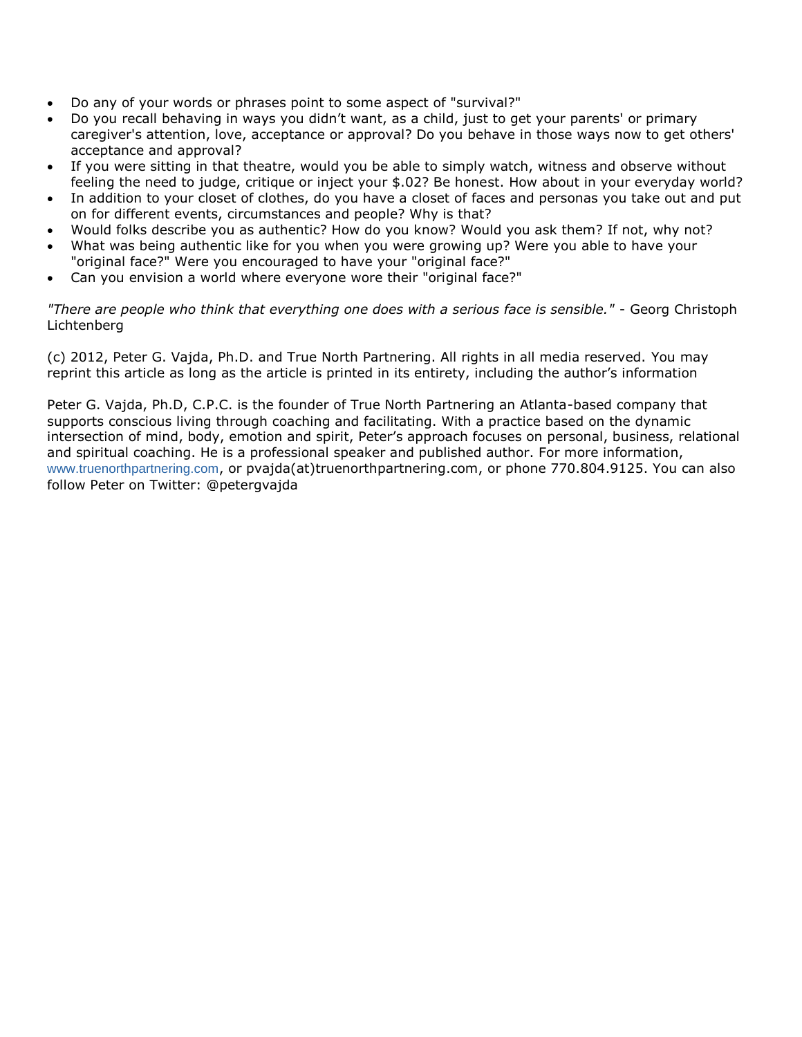- Do any of your words or phrases point to some aspect of "survival?"
- Do you recall behaving in ways you didn't want, as a child, just to get your parents' or primary caregiver's attention, love, acceptance or approval? Do you behave in those ways now to get others' acceptance and approval?
- If you were sitting in that theatre, would you be able to simply watch, witness and observe without feeling the need to judge, critique or inject your $.02? Be honest. How about in your everyday world?
- In addition to your closet of clothes, do you have a closet of faces and personas you take out and put on for different events, circumstances and people? Why is that?
- Would folks describe you as authentic? How do you know? Would you ask them? If not, why not?
- What was being authentic like for you when you were growing up? Were you able to have your "original face?" Were you encouraged to have your "original face?"
- Can you envision a world where everyone wore their "original face?"

*"There are people who think that everything one does with a serious face is sensible."* - Georg Christoph Lichtenberg

(c) 2012, Peter G. Vajda, Ph.D. and True North Partnering. All rights in all media reserved. You may reprint this article as long as the article is printed in its entirety, including the author's information

Peter G. Vajda, Ph.D, C.P.C. is the founder of True North Partnering an Atlanta-based company that supports conscious living through coaching and facilitating. With a practice based on the dynamic intersection of mind, body, emotion and spirit, Peter's approach focuses on personal, business, relational and spiritual coaching. He is a professional speaker and published author. For more information, www.truenorthpartnering.com, or pvajda(at)truenorthpartnering.com, or phone 770.804.9125. You can also follow Peter on Twitter: @petergvajda